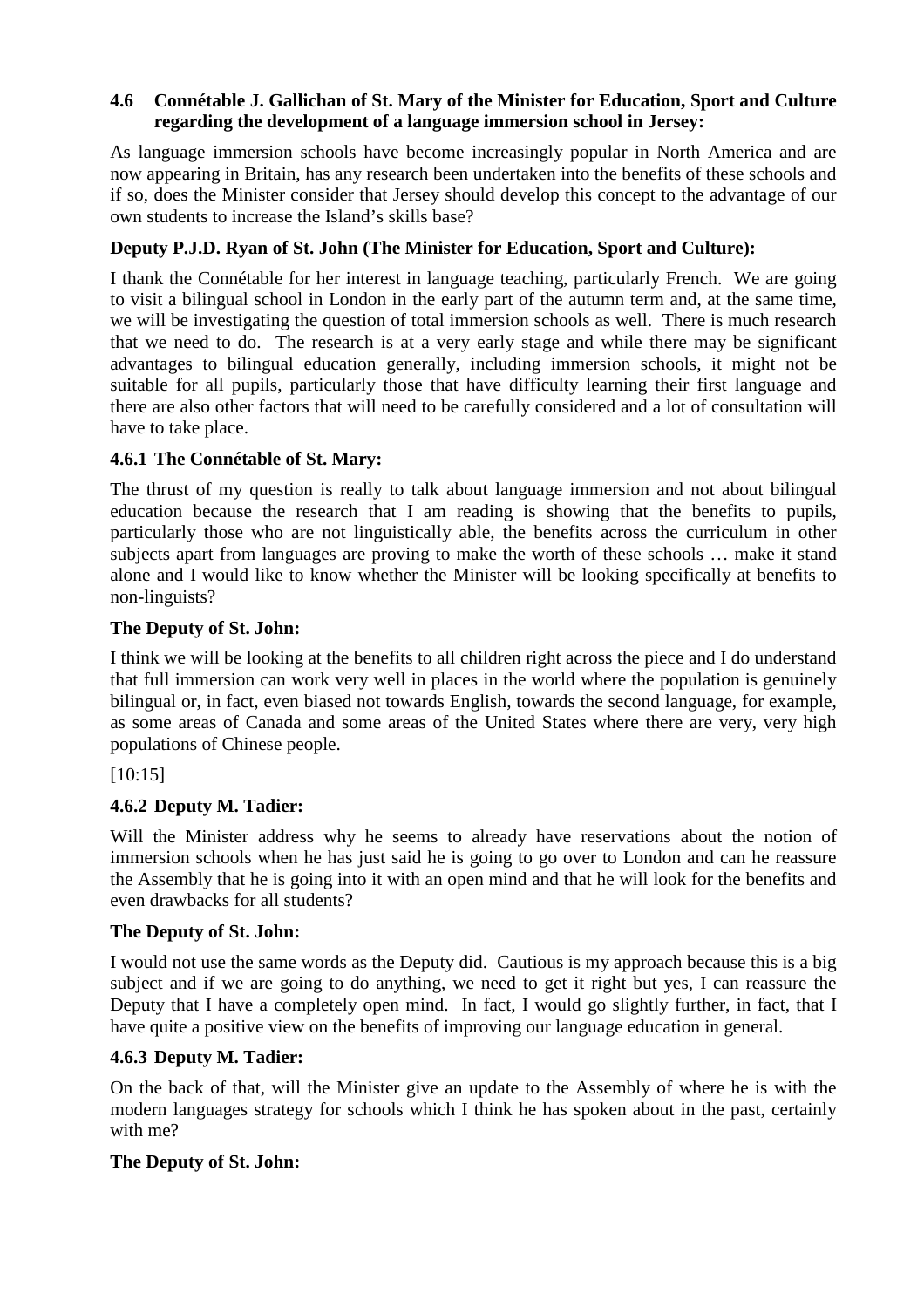**4.6 Connétable J. Gallichan of St. Mary of the Minister for Education, Sport and Culture regarding the development of a language immersion school in Jersey:**

As language immersion schools have become increasingly popular in North America and are now appearing in Britain, has any research been undertaken into the benefits of these schools and if so, does the Minister consider that Jersey should develop this concept to the advantage of our own students to increase the Island's skills base?

**Deputy P.J.D. Ryan of St. John (The Minister for Education, Sport and Culture):**

I thank the Connétable for her interest in language teaching, particularly French. We are going to visit a bilingual school in London in the early part of the autumn term and, at the same time, we will be investigating the question of total immersion schools as well. There is much research that we need to do. The research is at a very early stage and while there may be significant advantages to bilingual education generally, including immersion schools, it might not be suitable for all pupils, particularly those that have difficulty learning their first language and there are also other factors that will need to be carefully considered and a lot of consultation will have to take place.

**4.6.1 The Connétable of St. Mary:**

The thrust of my question is really to talk about language immersion and not about bilingual education because the research that I am reading is showing that the benefits to pupils, particularly those who are not linguistically able, the benefits across the curriculum in other subjects apart from languages are proving to make the worth of these schools … make it stand alone and I would like to know whether the Minister will be looking specifically at benefits to non-linguists?

**The Deputy of St. John:**

I think we will be looking at the benefits to all children right across the piece and I do understand that full immersion can work very well in places in the world where the population is genuinely bilingual or, in fact, even biased not towards English, towards the second language, for example, as some areas of Canada and some areas of the United States where there are very, very high populations of Chinese people.

[10:15]

**4.6.2 Deputy M. Tadier:**

Will the Minister address why he seems to already have reservations about the notion of immersion schools when he has just said he is going to go over to London and can he reassure the Assembly that he is going into it with an open mind and that he will look for the benefits and even drawbacks for all students?

**The Deputy of St. John:**

I would not use the same words as the Deputy did. Cautious is my approach because this is a big subject and if we are going to do anything, we need to get it right but yes, I can reassure the Deputy that I have a completely open mind. In fact, I would go slightly further, in fact, that I have quite a positive view on the benefits of improving our language education in general.

**4.6.3 Deputy M. Tadier:**

On the back of that, will the Minister give an update to the Assembly of where he is with the modern languages strategy for schools which I think he has spoken about in the past, certainly with me?

**The Deputy of St. John:**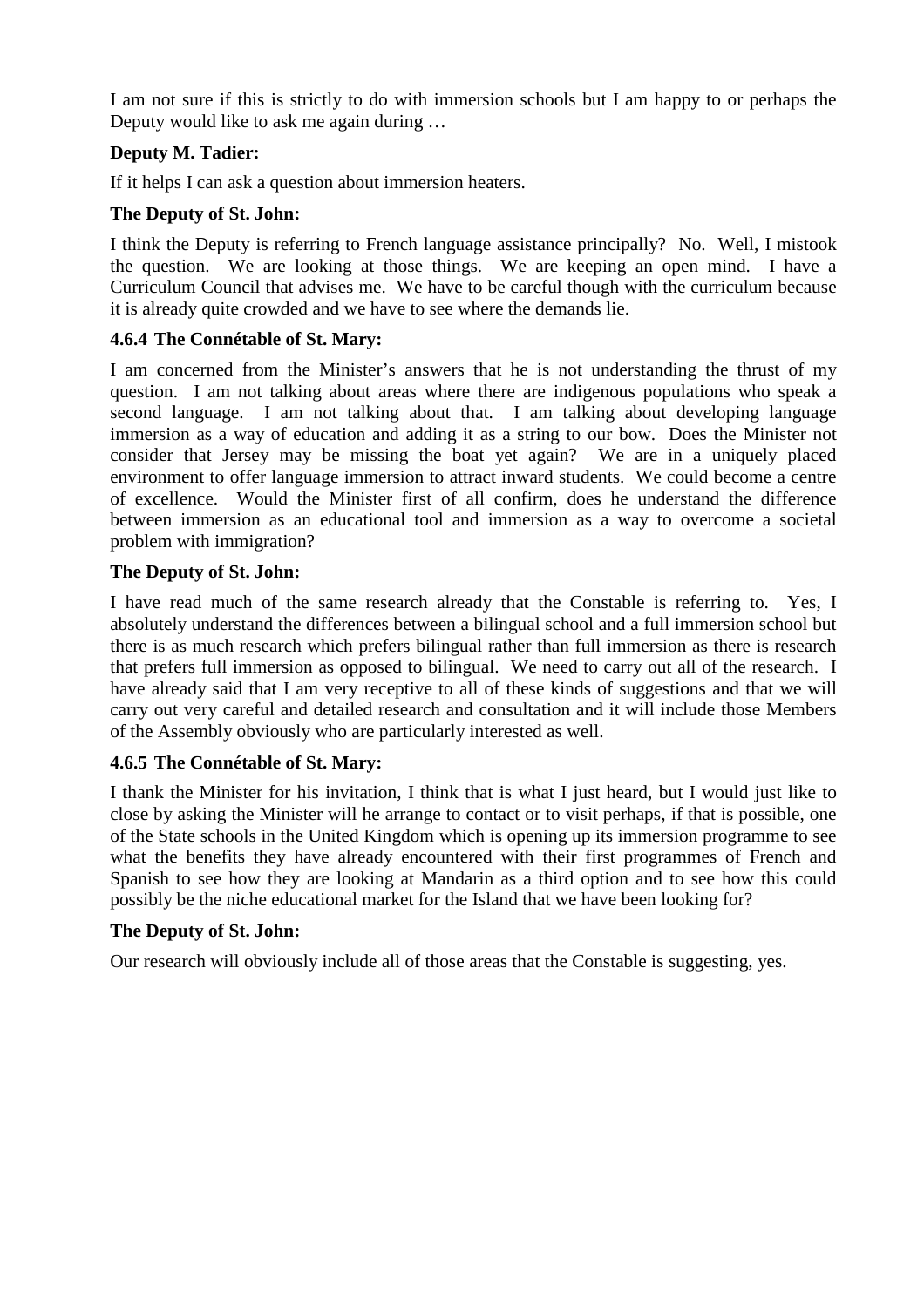I am not sure if this is strictly to do with immersion schools but I am happy to or perhaps the Deputy would like to ask me again during …

**Deputy M. Tadier:**

If it helps I can ask a question about immersion heaters.

**The Deputy of St. John:**

I think the Deputy is referring to French language assistance principally? No. Well, I mistook the question. We are looking at those things. We are keeping an open mind. I have a Curriculum Council that advises me. We have to be careful though with the curriculum because it is already quite crowded and we have to see where the demands lie.

### 4.6.4 The Connétable of St. Mary:

I am concerned from the Minister's answers that he is not understanding the thrust of my question. I am not talking about areas where there are indigenous populations who speak a second language. I am not talking about that. I am talking about developing language immersion as a way of education and adding it as a string to our bow. Does the Minister not consider that Jersey may be missing the boat yet again? We are in a uniquely placed environment to offer language immersion to attract inward students. We could become a centre of excellence. Would the Minister first of all confirm, does he understand the difference between immersion as an educational tool and immersion as a way to overcome a societal problem with immigration?

**The Deputy of St. John:**

I have read much of the same research already that the Constable is referring to. Yes, I absolutely understand the differences between a bilingual school and a full immersion school but there is as much research which prefers bilingual rather than full immersion as there is research that prefers full immersion as opposed to bilingual. We need to carry out all of the research. I have already said that I am very receptive to all of these kinds of suggestions and that we will carry out very careful and detailed research and consultation and it will include those Members of the Assembly obviously who are particularly interested as well.

### 4.6.5 The Connétable of St. Mary:

I thank the Minister for his invitation, I think that is what I just heard, but I would just like to close by asking the Minister will he arrange to contact or to visit perhaps, if that is possible, one of the State schools in the United Kingdom which is opening up its immersion programme to see what the benefits they have already encountered with their first programmes of French and Spanish to see how they are looking at Mandarin as a third option and to see how this could possibly be the niche educational market for the Island that we have been looking for?

**The Deputy of St. John:**

Our research will obviously include all of those areas that the Constable is suggesting, yes.